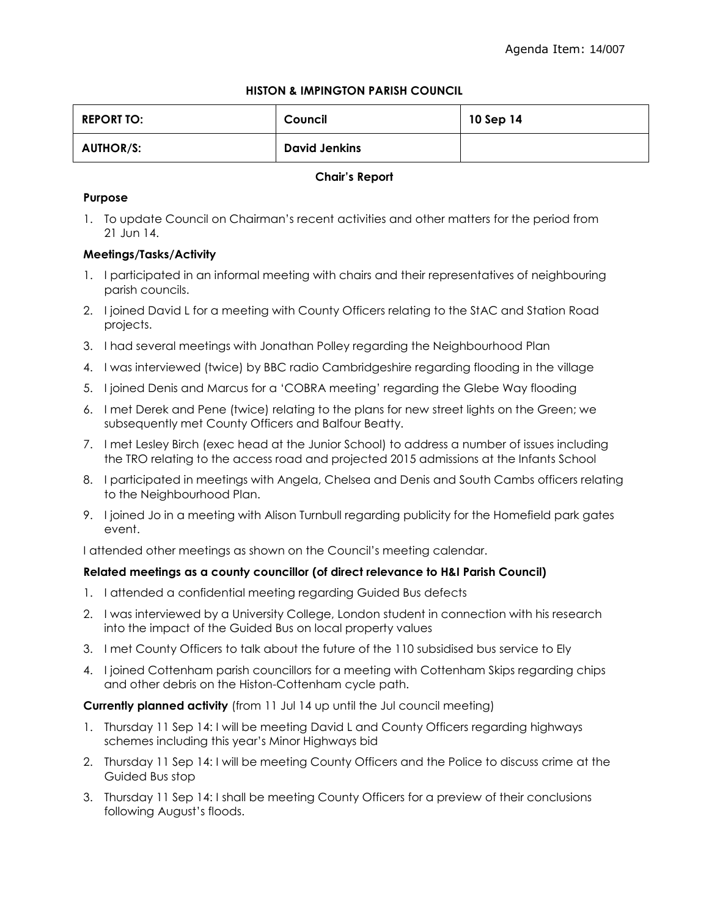Agenda Item: 14/007

## HISTON & IMPINGTON PARISH COUNCIL

| REPORT TO: | Council | 10 Sep 14 |
| --- | --- | --- |
| AUTHOR/S: | David Jenkins | |

### Chair's Report

**Purpose**

1. To update Council on Chairman's recent activities and other matters for the period from 21 Jun 14.

**Meetings/Tasks/Activity**

1. I participated in an informal meeting with chairs and their representatives of neighbouring parish councils.
2. I joined David L for a meeting with County Officers relating to the StAC and Station Road projects.
3. I had several meetings with Jonathan Polley regarding the Neighbourhood Plan
4. I was interviewed (twice) by BBC radio Cambridgeshire regarding flooding in the village
5. I joined Denis and Marcus for a 'COBRA meeting' regarding the Glebe Way flooding
6. I met Derek and Pene (twice) relating to the plans for new street lights on the Green; we subsequently met County Officers and Balfour Beatty.
7. I met Lesley Birch (exec head at the Junior School) to address a number of issues including the TRO relating to the access road and projected 2015 admissions at the Infants School
8. I participated in meetings with Angela, Chelsea and Denis and South Cambs officers relating to the Neighbourhood Plan.
9. I joined Jo in a meeting with Alison Turnbull regarding publicity for the Homefield park gates event.

I attended other meetings as shown on the Council's meeting calendar.

**Related meetings as a county councillor (of direct relevance to H&I Parish Council)**

1. I attended a confidential meeting regarding Guided Bus defects
2. I was interviewed by a University College, London student in connection with his research into the impact of the Guided Bus on local property values
3. I met County Officers to talk about the future of the 110 subsidised bus service to Ely
4. I joined Cottenham parish councillors for a meeting with Cottenham Skips regarding chips and other debris on the Histon-Cottenham cycle path.

**Currently planned activity** (from 11 Jul 14 up until the Jul council meeting)

1. Thursday 11 Sep 14: I will be meeting David L and County Officers regarding highways schemes including this year's Minor Highways bid
2. Thursday 11 Sep 14: I will be meeting County Officers and the Police to discuss crime at the Guided Bus stop
3. Thursday 11 Sep 14: I shall be meeting County Officers for a preview of their conclusions following August's floods.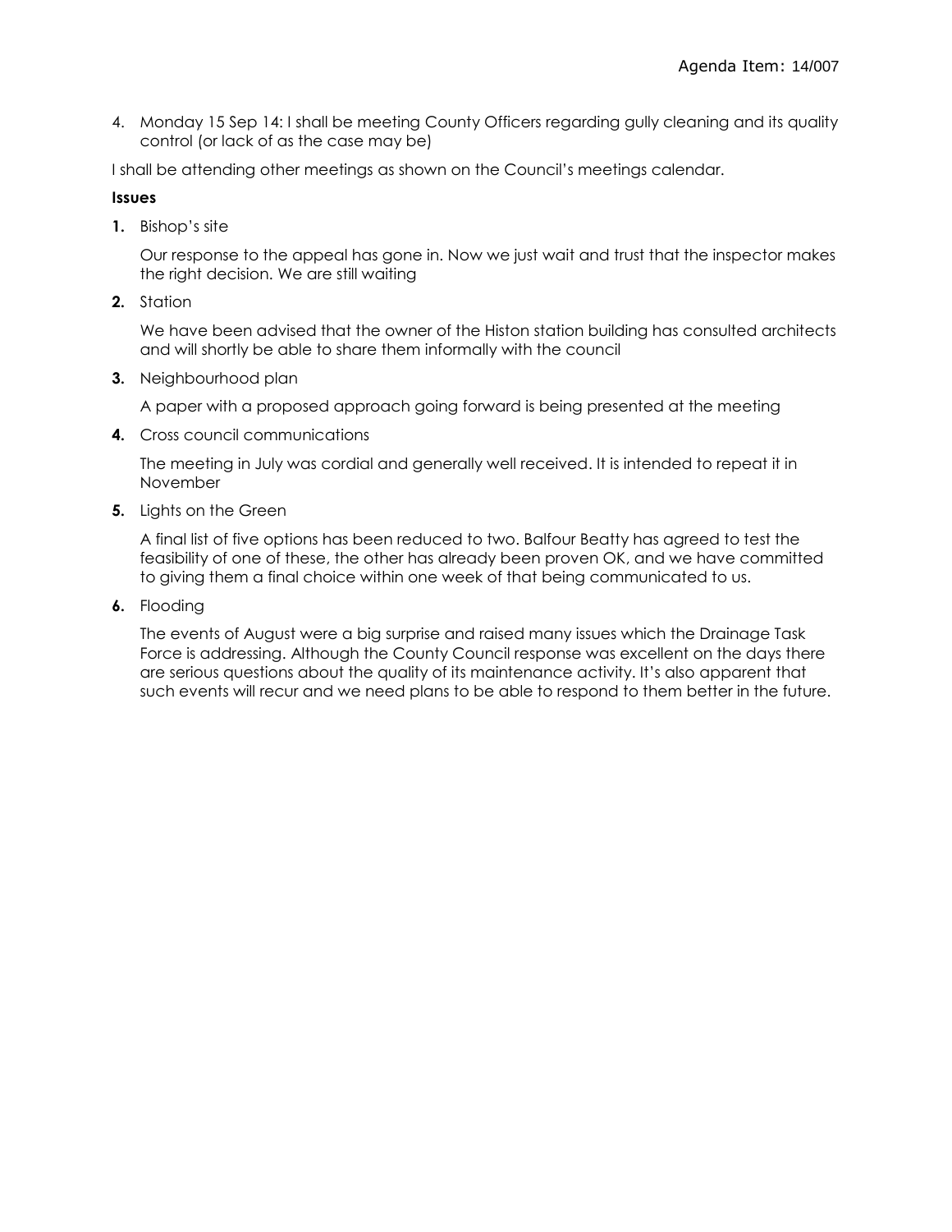4. Monday 15 Sep 14: I shall be meeting County Officers regarding gully cleaning and its quality control (or lack of as the case may be)

I shall be attending other meetings as shown on the Council's meetings calendar.

**Issues**

**1.** Bishop's site

Our response to the appeal has gone in. Now we just wait and trust that the inspector makes the right decision. We are still waiting

**2.** Station

We have been advised that the owner of the Histon station building has consulted architects and will shortly be able to share them informally with the council

**3.** Neighbourhood plan

A paper with a proposed approach going forward is being presented at the meeting

**4.** Cross council communications

The meeting in July was cordial and generally well received. It is intended to repeat it in November

**5.** Lights on the Green

A final list of five options has been reduced to two. Balfour Beatty has agreed to test the feasibility of one of these, the other has already been proven OK, and we have committed to giving them a final choice within one week of that being communicated to us.

**6.** Flooding

The events of August were a big surprise and raised many issues which the Drainage Task Force is addressing. Although the County Council response was excellent on the days there are serious questions about the quality of its maintenance activity. It's also apparent that such events will recur and we need plans to be able to respond to them better in the future.